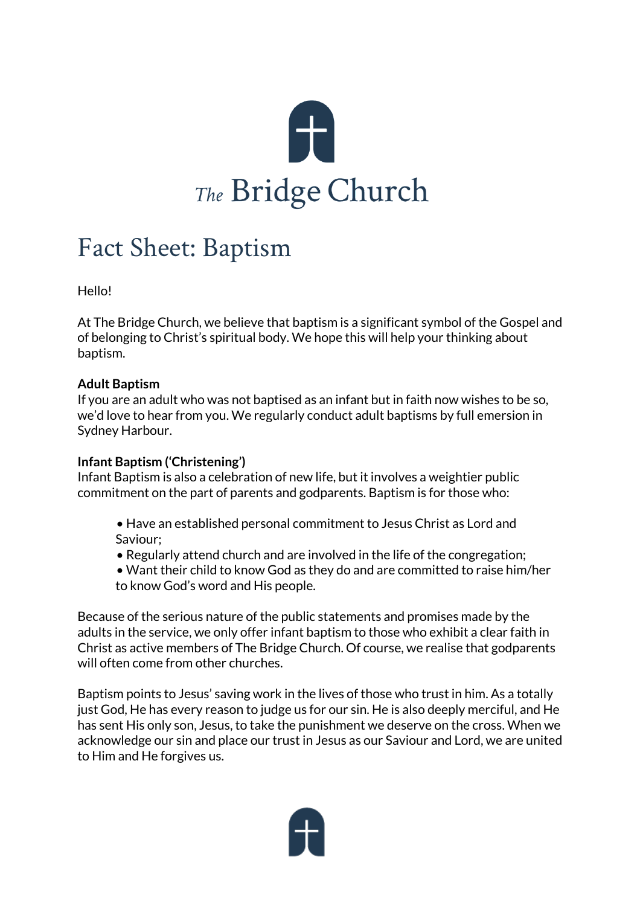# The Bridge Church

## Fact Sheet: Baptism

Hello!

At The Bridge Church, we believe that baptism is a significant symbol of the Gospel and of belonging to Christ's spiritual body. We hope this will help your thinking about baptism.

**Adult Baptism**
If you are an adult who was not baptised as an infant but in faith now wishes to be so, we'd love to hear from you. We regularly conduct adult baptisms by full emersion in Sydney Harbour.

**Infant Baptism ('Christening')**
Infant Baptism is also a celebration of new life, but it involves a weightier public commitment on the part of parents and godparents. Baptism is for those who:

- Have an established personal commitment to Jesus Christ as Lord and Saviour;
- Regularly attend church and are involved in the life of the congregation;
- Want their child to know God as they do and are committed to raise him/her to know God's word and His people.

Because of the serious nature of the public statements and promises made by the adults in the service, we only offer infant baptism to those who exhibit a clear faith in Christ as active members of The Bridge Church. Of course, we realise that godparents will often come from other churches.

Baptism points to Jesus' saving work in the lives of those who trust in him. As a totally just God, He has every reason to judge us for our sin. He is also deeply merciful, and He has sent His only son, Jesus, to take the punishment we deserve on the cross. When we acknowledge our sin and place our trust in Jesus as our Saviour and Lord, we are united to Him and He forgives us.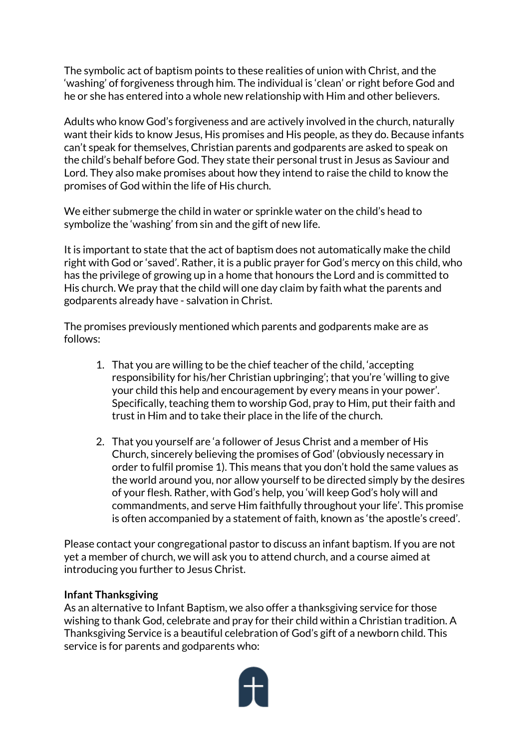The symbolic act of baptism points to these realities of union with Christ, and the 'washing' of forgiveness through him. The individual is 'clean' or right before God and he or she has entered into a whole new relationship with Him and other believers.

Adults who know God's forgiveness and are actively involved in the church, naturally want their kids to know Jesus, His promises and His people, as they do. Because infants can't speak for themselves, Christian parents and godparents are asked to speak on the child's behalf before God. They state their personal trust in Jesus as Saviour and Lord. They also make promises about how they intend to raise the child to know the promises of God within the life of His church.

We either submerge the child in water or sprinkle water on the child's head to symbolize the 'washing' from sin and the gift of new life.

It is important to state that the act of baptism does not automatically make the child right with God or 'saved'. Rather, it is a public prayer for God's mercy on this child, who has the privilege of growing up in a home that honours the Lord and is committed to His church. We pray that the child will one day claim by faith what the parents and godparents already have - salvation in Christ.

The promises previously mentioned which parents and godparents make are as follows:

1. That you are willing to be the chief teacher of the child, 'accepting responsibility for his/her Christian upbringing'; that you're 'willing to give your child this help and encouragement by every means in your power'. Specifically, teaching them to worship God, pray to Him, put their faith and trust in Him and to take their place in the life of the church.

2. That you yourself are 'a follower of Jesus Christ and a member of His Church, sincerely believing the promises of God' (obviously necessary in order to fulfil promise 1). This means that you don't hold the same values as the world around you, nor allow yourself to be directed simply by the desires of your flesh. Rather, with God's help, you 'will keep God's holy will and commandments, and serve Him faithfully throughout your life'. This promise is often accompanied by a statement of faith, known as 'the apostle's creed'.

Please contact your congregational pastor to discuss an infant baptism. If you are not yet a member of church, we will ask you to attend church, and a course aimed at introducing you further to Jesus Christ.

**Infant Thanksgiving**

As an alternative to Infant Baptism, we also offer a thanksgiving service for those wishing to thank God, celebrate and pray for their child within a Christian tradition. A Thanksgiving Service is a beautiful celebration of God's gift of a newborn child. This service is for parents and godparents who: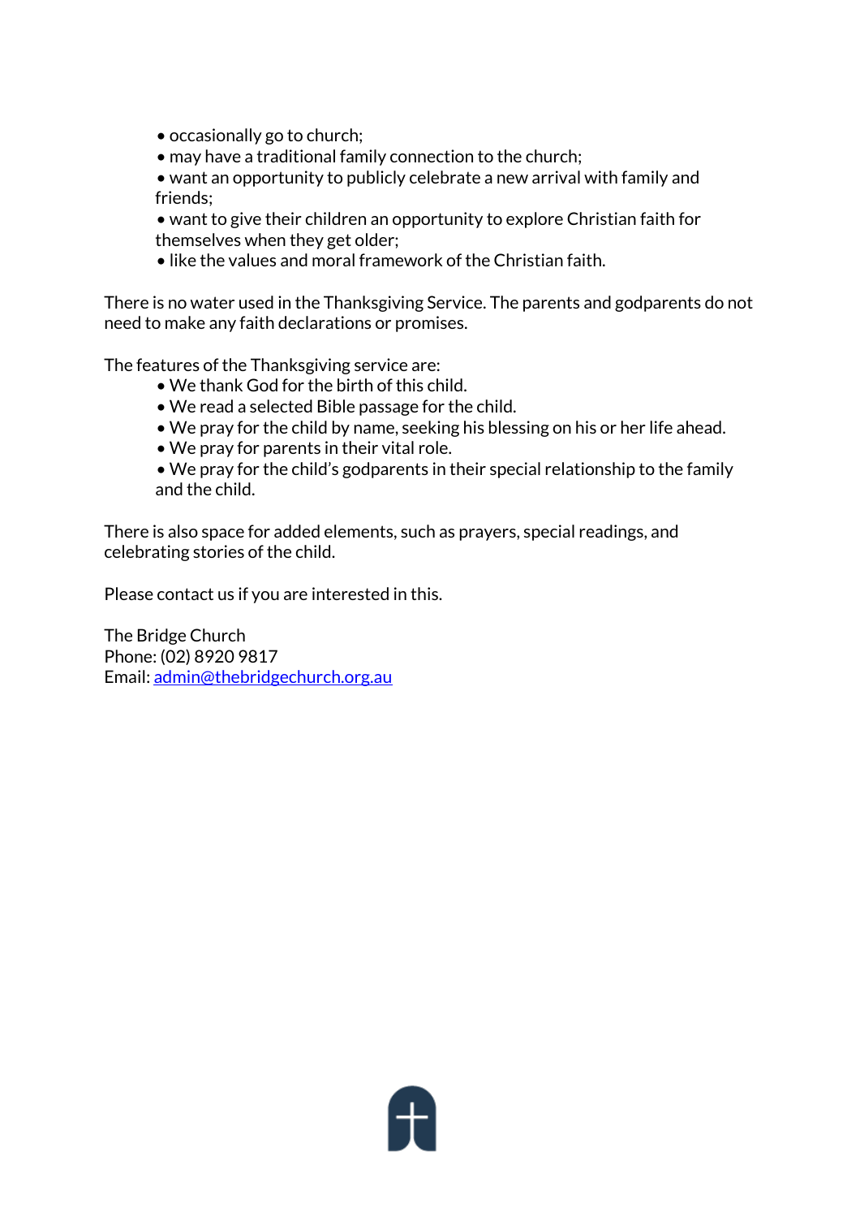- occasionally go to church;
- may have a traditional family connection to the church;
- want an opportunity to publicly celebrate a new arrival with family and friends;
- want to give their children an opportunity to explore Christian faith for themselves when they get older;
- like the values and moral framework of the Christian faith.

There is no water used in the Thanksgiving Service. The parents and godparents do not need to make any faith declarations or promises.

The features of the Thanksgiving service are:

- We thank God for the birth of this child.
- We read a selected Bible passage for the child.
- We pray for the child by name, seeking his blessing on his or her life ahead.
- We pray for parents in their vital role.
- We pray for the child's godparents in their special relationship to the family and the child.

There is also space for added elements, such as prayers, special readings, and celebrating stories of the child.

Please contact us if you are interested in this.

The Bridge Church
Phone: (02) 8920 9817
Email: [admin@thebridgechurch.org.au](mailto:admin@thebridgechurch.org.au)